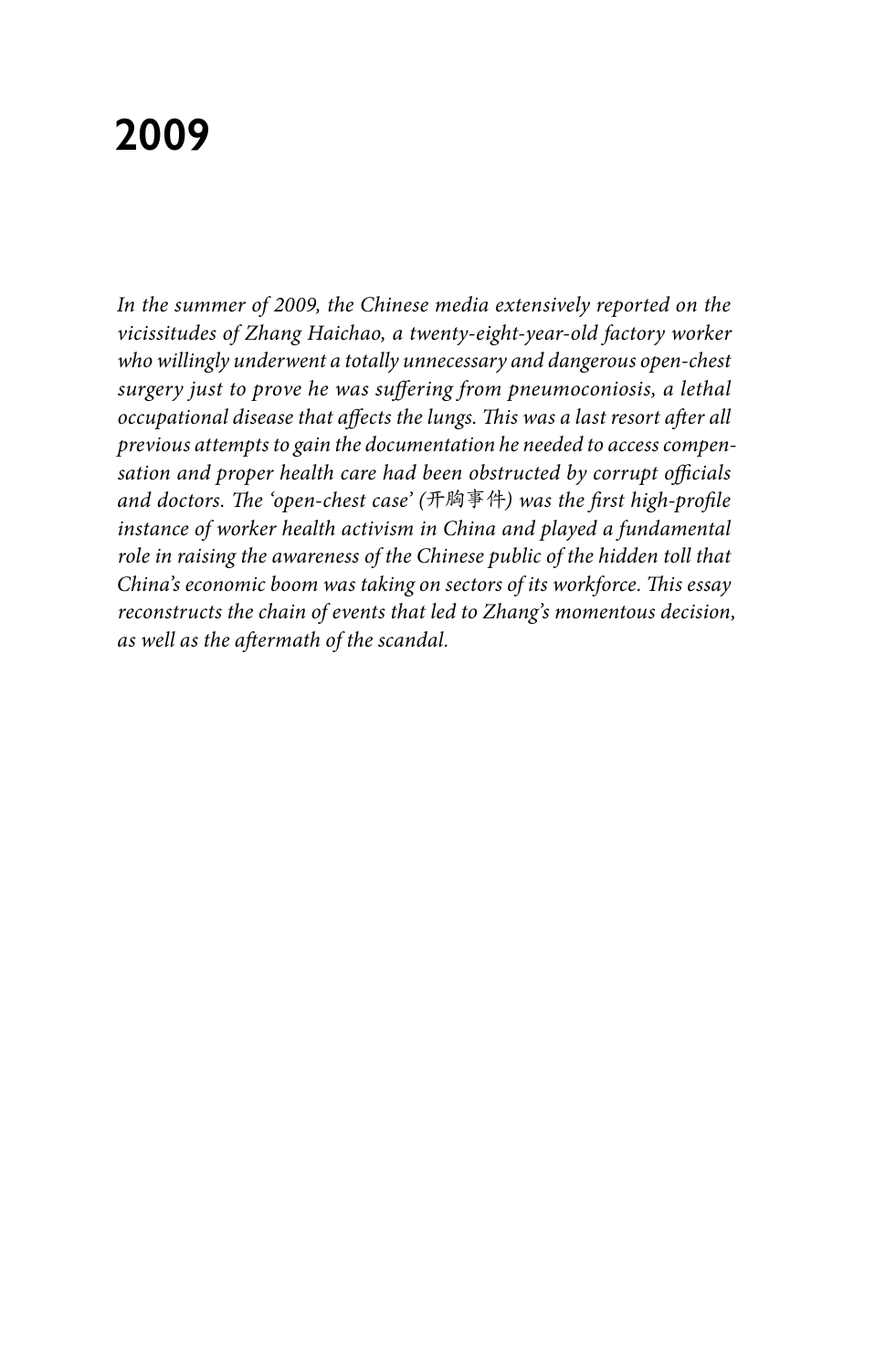# 2009

*In the summer of 2009, the Chinese media extensively reported on the vicissitudes of Zhang Haichao, a twenty-eight-year-old factory worker who willingly underwent a totally unnecessary and dangerous open-chest surgery just to prove he was suffering from pneumoconiosis, a lethal occupational disease that affects the lungs. This was a last resort after all previous attempts to gain the documentation he needed to access compensation and proper health care had been obstructed by corrupt officials and doctors. The 'open-chest case' (开胸事件) was the first high-profile instance of worker health activism in China and played a fundamental role in raising the awareness of the Chinese public of the hidden toll that China's economic boom was taking on sectors of its workforce. This essay reconstructs the chain of events that led to Zhang's momentous decision, as well as the aftermath of the scandal.*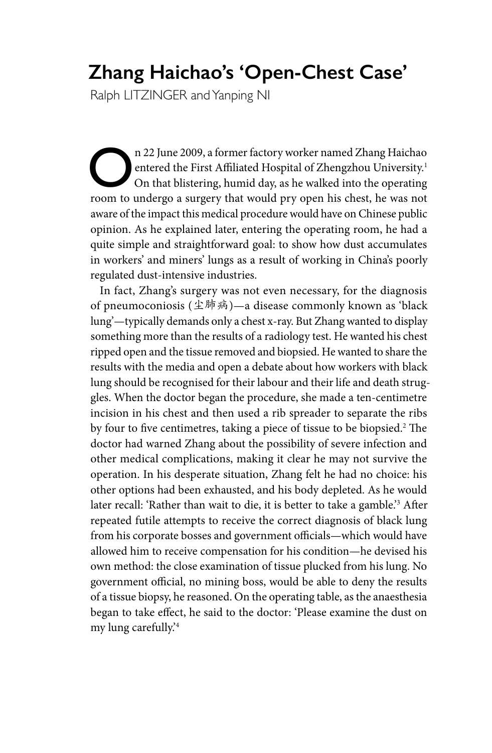# Zhang Haichao's 'Open-Chest Case'

Ralph LITZINGER and Yanping NI

On 22 June 2009, a former factory worker named Zhang Haichao entered the First Affiliated Hospital of Zhengzhou University.[1] On that blistering, humid day, as he walked into the operating room to undergo a surgery that would pry open his chest, he was not aware of the impact this medical procedure would have on Chinese public opinion. As he explained later, entering the operating room, he had a quite simple and straightforward goal: to show how dust accumulates in workers' and miners' lungs as a result of working in China's poorly regulated dust-intensive industries.

In fact, Zhang's surgery was not even necessary, for the diagnosis of pneumoconiosis (尘肺病)—a disease commonly known as 'black lung'—typically demands only a chest x-ray. But Zhang wanted to display something more than the results of a radiology test. He wanted his chest ripped open and the tissue removed and biopsied. He wanted to share the results with the media and open a debate about how workers with black lung should be recognised for their labour and their life and death struggles. When the doctor began the procedure, she made a ten-centimetre incision in his chest and then used a rib spreader to separate the ribs by four to five centimetres, taking a piece of tissue to be biopsied.[2] The doctor had warned Zhang about the possibility of severe infection and other medical complications, making it clear he may not survive the operation. In his desperate situation, Zhang felt he had no choice: his other options had been exhausted, and his body depleted. As he would later recall: 'Rather than wait to die, it is better to take a gamble.'[3] After repeated futile attempts to receive the correct diagnosis of black lung from his corporate bosses and government officials—which would have allowed him to receive compensation for his condition—he devised his own method: the close examination of tissue plucked from his lung. No government official, no mining boss, would be able to deny the results of a tissue biopsy, he reasoned. On the operating table, as the anaesthesia began to take effect, he said to the doctor: 'Please examine the dust on my lung carefully.'[4]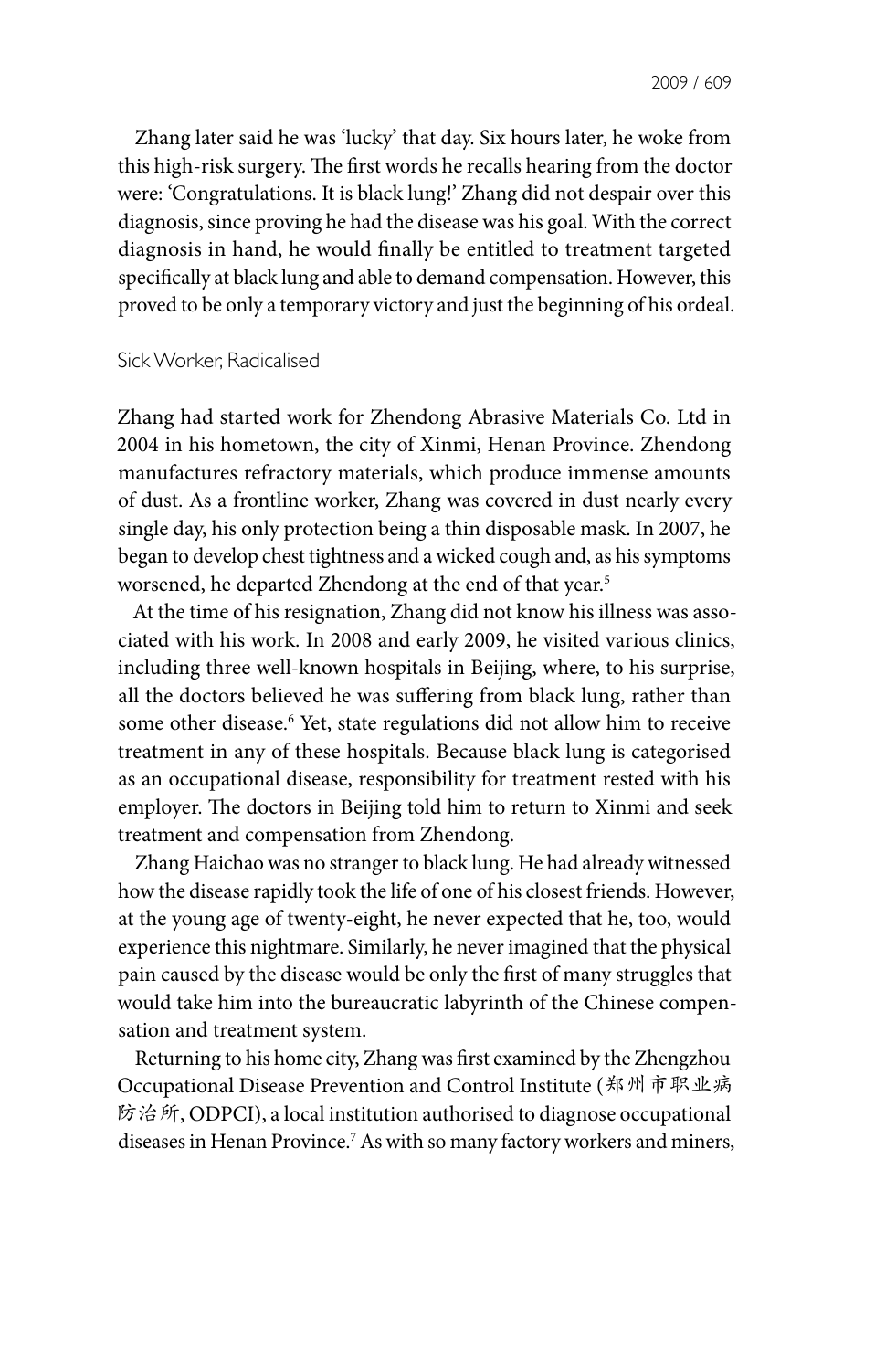Zhang later said he was 'lucky' that day. Six hours later, he woke from this high-risk surgery. The first words he recalls hearing from the doctor were: 'Congratulations. It is black lung!' Zhang did not despair over this diagnosis, since proving he had the disease was his goal. With the correct diagnosis in hand, he would finally be entitled to treatment targeted specifically at black lung and able to demand compensation. However, this proved to be only a temporary victory and just the beginning of his ordeal.

## Sick Worker, Radicalised

Zhang had started work for Zhendong Abrasive Materials Co. Ltd in 2004 in his hometown, the city of Xinmi, Henan Province. Zhendong manufactures refractory materials, which produce immense amounts of dust. As a frontline worker, Zhang was covered in dust nearly every single day, his only protection being a thin disposable mask. In 2007, he began to develop chest tightness and a wicked cough and, as his symptoms worsened, he departed Zhendong at the end of that year.[5]

At the time of his resignation, Zhang did not know his illness was associated with his work. In 2008 and early 2009, he visited various clinics, including three well-known hospitals in Beijing, where, to his surprise, all the doctors believed he was suffering from black lung, rather than some other disease.[6] Yet, state regulations did not allow him to receive treatment in any of these hospitals. Because black lung is categorised as an occupational disease, responsibility for treatment rested with his employer. The doctors in Beijing told him to return to Xinmi and seek treatment and compensation from Zhendong.

Zhang Haichao was no stranger to black lung. He had already witnessed how the disease rapidly took the life of one of his closest friends. However, at the young age of twenty-eight, he never expected that he, too, would experience this nightmare. Similarly, he never imagined that the physical pain caused by the disease would be only the first of many struggles that would take him into the bureaucratic labyrinth of the Chinese compensation and treatment system.

Returning to his home city, Zhang was first examined by the Zhengzhou Occupational Disease Prevention and Control Institute (郑州市职业病防治所, ODPCI), a local institution authorised to diagnose occupational diseases in Henan Province.[7] As with so many factory workers and miners,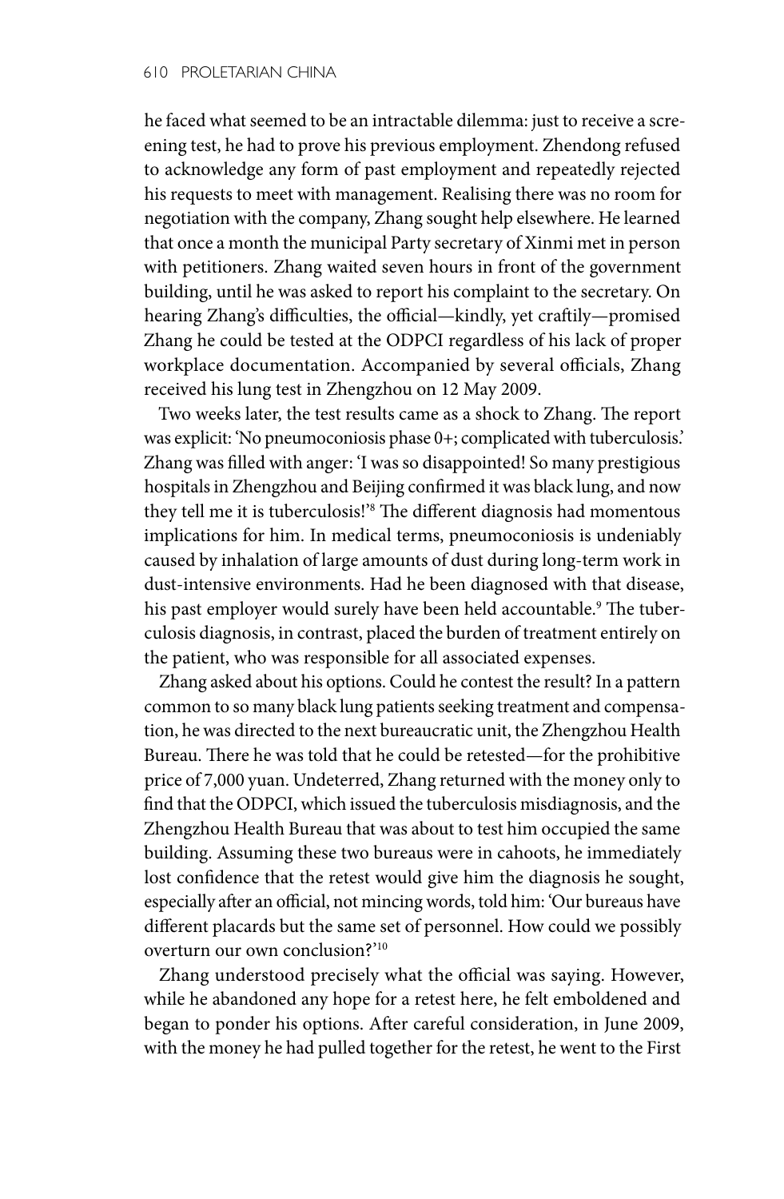he faced what seemed to be an intractable dilemma: just to receive a screening test, he had to prove his previous employment. Zhendong refused to acknowledge any form of past employment and repeatedly rejected his requests to meet with management. Realising there was no room for negotiation with the company, Zhang sought help elsewhere. He learned that once a month the municipal Party secretary of Xinmi met in person with petitioners. Zhang waited seven hours in front of the government building, until he was asked to report his complaint to the secretary. On hearing Zhang's difficulties, the official—kindly, yet craftily—promised Zhang he could be tested at the ODPCI regardless of his lack of proper workplace documentation. Accompanied by several officials, Zhang received his lung test in Zhengzhou on 12 May 2009.

Two weeks later, the test results came as a shock to Zhang. The report was explicit: 'No pneumoconiosis phase 0+; complicated with tuberculosis.' Zhang was filled with anger: 'I was so disappointed! So many prestigious hospitals in Zhengzhou and Beijing confirmed it was black lung, and now they tell me it is tuberculosis!'[8] The different diagnosis had momentous implications for him. In medical terms, pneumoconiosis is undeniably caused by inhalation of large amounts of dust during long-term work in dust-intensive environments. Had he been diagnosed with that disease, his past employer would surely have been held accountable.[9] The tuberculosis diagnosis, in contrast, placed the burden of treatment entirely on the patient, who was responsible for all associated expenses.

Zhang asked about his options. Could he contest the result? In a pattern common to so many black lung patients seeking treatment and compensation, he was directed to the next bureaucratic unit, the Zhengzhou Health Bureau. There he was told that he could be retested—for the prohibitive price of 7,000 yuan. Undeterred, Zhang returned with the money only to find that the ODPCI, which issued the tuberculosis misdiagnosis, and the Zhengzhou Health Bureau that was about to test him occupied the same building. Assuming these two bureaus were in cahoots, he immediately lost confidence that the retest would give him the diagnosis he sought, especially after an official, not mincing words, told him: 'Our bureaus have different placards but the same set of personnel. How could we possibly overturn our own conclusion?'[10]

Zhang understood precisely what the official was saying. However, while he abandoned any hope for a retest here, he felt emboldened and began to ponder his options. After careful consideration, in June 2009, with the money he had pulled together for the retest, he went to the First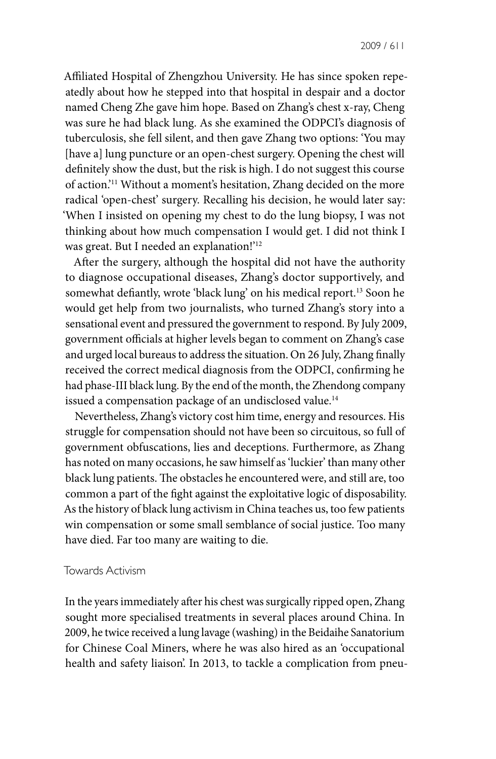Affiliated Hospital of Zhengzhou University. He has since spoken repeatedly about how he stepped into that hospital in despair and a doctor named Cheng Zhe gave him hope. Based on Zhang's chest x-ray, Cheng was sure he had black lung. As she examined the ODPCI's diagnosis of tuberculosis, she fell silent, and then gave Zhang two options: 'You may [have a] lung puncture or an open-chest surgery. Opening the chest will definitely show the dust, but the risk is high. I do not suggest this course of action.'[11] Without a moment's hesitation, Zhang decided on the more radical 'open-chest' surgery. Recalling his decision, he would later say: 'When I insisted on opening my chest to do the lung biopsy, I was not thinking about how much compensation I would get. I did not think I was great. But I needed an explanation!'[12]

After the surgery, although the hospital did not have the authority to diagnose occupational diseases, Zhang's doctor supportively, and somewhat defiantly, wrote 'black lung' on his medical report.[13] Soon he would get help from two journalists, who turned Zhang's story into a sensational event and pressured the government to respond. By July 2009, government officials at higher levels began to comment on Zhang's case and urged local bureaus to address the situation. On 26 July, Zhang finally received the correct medical diagnosis from the ODPCI, confirming he had phase-III black lung. By the end of the month, the Zhendong company issued a compensation package of an undisclosed value.[14]

Nevertheless, Zhang's victory cost him time, energy and resources. His struggle for compensation should not have been so circuitous, so full of government obfuscations, lies and deceptions. Furthermore, as Zhang has noted on many occasions, he saw himself as 'luckier' than many other black lung patients. The obstacles he encountered were, and still are, too common a part of the fight against the exploitative logic of disposability. As the history of black lung activism in China teaches us, too few patients win compensation or some small semblance of social justice. Too many have died. Far too many are waiting to die.

## Towards Activism

In the years immediately after his chest was surgically ripped open, Zhang sought more specialised treatments in several places around China. In 2009, he twice received a lung lavage (washing) in the Beidaihe Sanatorium for Chinese Coal Miners, where he was also hired as an 'occupational health and safety liaison'. In 2013, to tackle a complication from pneu-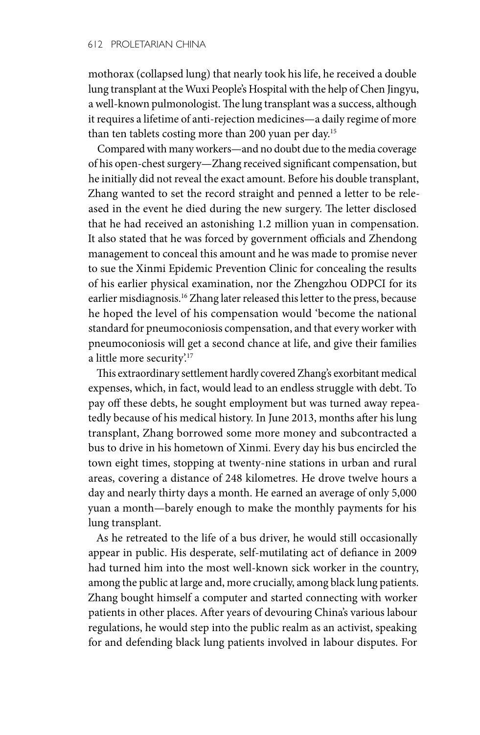mothorax (collapsed lung) that nearly took his life, he received a double lung transplant at the Wuxi People's Hospital with the help of Chen Jingyu, a well-known pulmonologist. The lung transplant was a success, although it requires a lifetime of anti-rejection medicines—a daily regime of more than ten tablets costing more than 200 yuan per day.[15]

Compared with many workers—and no doubt due to the media coverage of his open-chest surgery—Zhang received significant compensation, but he initially did not reveal the exact amount. Before his double transplant, Zhang wanted to set the record straight and penned a letter to be released in the event he died during the new surgery. The letter disclosed that he had received an astonishing 1.2 million yuan in compensation. It also stated that he was forced by government officials and Zhendong management to conceal this amount and he was made to promise never to sue the Xinmi Epidemic Prevention Clinic for concealing the results of his earlier physical examination, nor the Zhengzhou ODPCI for its earlier misdiagnosis.[16] Zhang later released this letter to the press, because he hoped the level of his compensation would 'become the national standard for pneumoconiosis compensation, and that every worker with pneumoconiosis will get a second chance at life, and give their families a little more security'.[17]

This extraordinary settlement hardly covered Zhang's exorbitant medical expenses, which, in fact, would lead to an endless struggle with debt. To pay off these debts, he sought employment but was turned away repeatedly because of his medical history. In June 2013, months after his lung transplant, Zhang borrowed some more money and subcontracted a bus to drive in his hometown of Xinmi. Every day his bus encircled the town eight times, stopping at twenty-nine stations in urban and rural areas, covering a distance of 248 kilometres. He drove twelve hours a day and nearly thirty days a month. He earned an average of only 5,000 yuan a month—barely enough to make the monthly payments for his lung transplant.

As he retreated to the life of a bus driver, he would still occasionally appear in public. His desperate, self-mutilating act of defiance in 2009 had turned him into the most well-known sick worker in the country, among the public at large and, more crucially, among black lung patients. Zhang bought himself a computer and started connecting with worker patients in other places. After years of devouring China's various labour regulations, he would step into the public realm as an activist, speaking for and defending black lung patients involved in labour disputes. For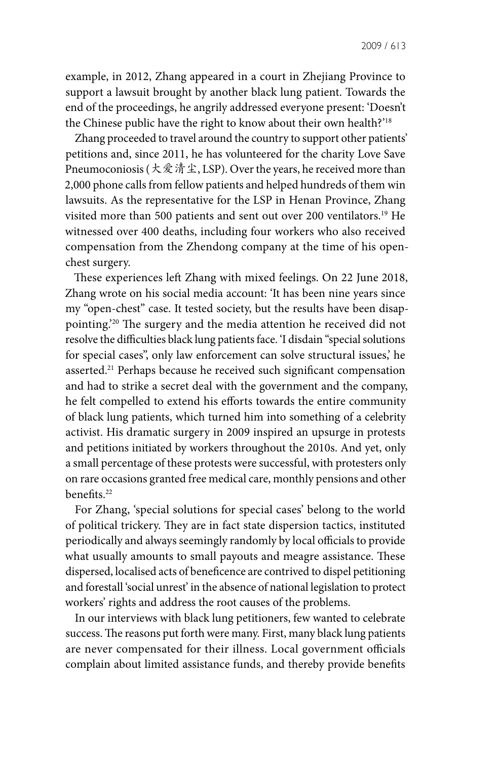example, in 2012, Zhang appeared in a court in Zhejiang Province to support a lawsuit brought by another black lung patient. Towards the end of the proceedings, he angrily addressed everyone present: 'Doesn't the Chinese public have the right to know about their own health?'[18]

Zhang proceeded to travel around the country to support other patients' petitions and, since 2011, he has volunteered for the charity Love Save Pneumoconiosis (大爱清尘, LSP). Over the years, he received more than 2,000 phone calls from fellow patients and helped hundreds of them win lawsuits. As the representative for the LSP in Henan Province, Zhang visited more than 500 patients and sent out over 200 ventilators.[19] He witnessed over 400 deaths, including four workers who also received compensation from the Zhendong company at the time of his open-chest surgery.

These experiences left Zhang with mixed feelings. On 22 June 2018, Zhang wrote on his social media account: 'It has been nine years since my "open-chest" case. It tested society, but the results have been disappointing.'[20] The surgery and the media attention he received did not resolve the difficulties black lung patients face. 'I disdain "special solutions for special cases", only law enforcement can solve structural issues,' he asserted.[21] Perhaps because he received such significant compensation and had to strike a secret deal with the government and the company, he felt compelled to extend his efforts towards the entire community of black lung patients, which turned him into something of a celebrity activist. His dramatic surgery in 2009 inspired an upsurge in protests and petitions initiated by workers throughout the 2010s. And yet, only a small percentage of these protests were successful, with protesters only on rare occasions granted free medical care, monthly pensions and other benefits.[22]

For Zhang, 'special solutions for special cases' belong to the world of political trickery. They are in fact state dispersion tactics, instituted periodically and always seemingly randomly by local officials to provide what usually amounts to small payouts and meagre assistance. These dispersed, localised acts of beneficence are contrived to dispel petitioning and forestall 'social unrest' in the absence of national legislation to protect workers' rights and address the root causes of the problems.

In our interviews with black lung petitioners, few wanted to celebrate success. The reasons put forth were many. First, many black lung patients are never compensated for their illness. Local government officials complain about limited assistance funds, and thereby provide benefits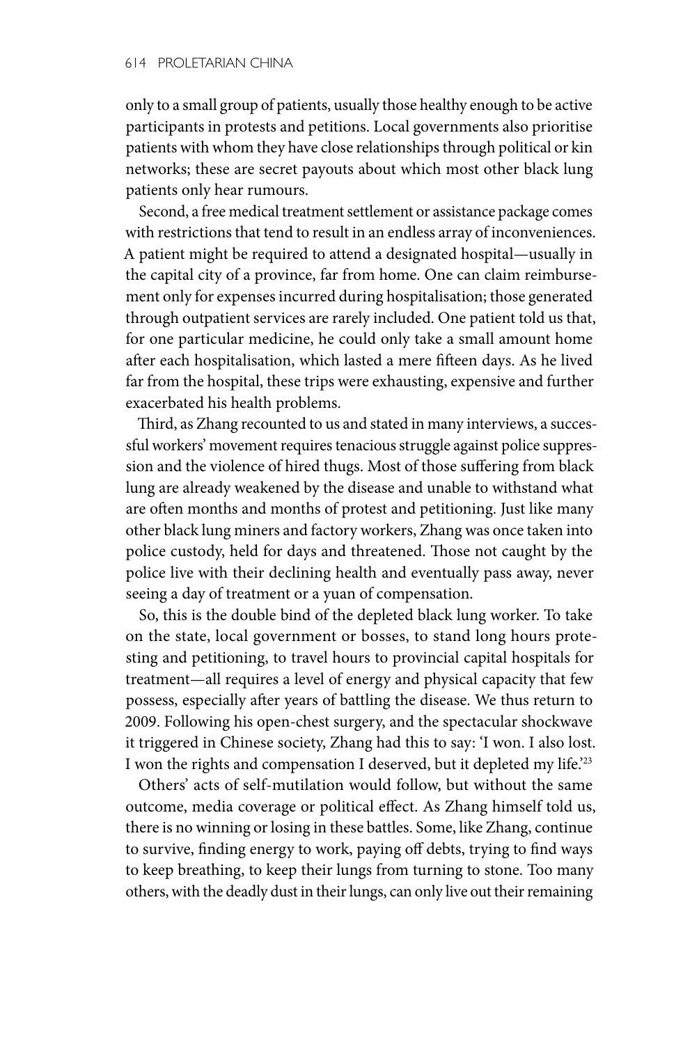only to a small group of patients, usually those healthy enough to be active participants in protests and petitions. Local governments also prioritise patients with whom they have close relationships through political or kin networks; these are secret payouts about which most other black lung patients only hear rumours.

Second, a free medical treatment settlement or assistance package comes with restrictions that tend to result in an endless array of inconveniences. A patient might be required to attend a designated hospital—usually in the capital city of a province, far from home. One can claim reimbursement only for expenses incurred during hospitalisation; those generated through outpatient services are rarely included. One patient told us that, for one particular medicine, he could only take a small amount home after each hospitalisation, which lasted a mere fifteen days. As he lived far from the hospital, these trips were exhausting, expensive and further exacerbated his health problems.

Third, as Zhang recounted to us and stated in many interviews, a successful workers' movement requires tenacious struggle against police suppression and the violence of hired thugs. Most of those suffering from black lung are already weakened by the disease and unable to withstand what are often months and months of protest and petitioning. Just like many other black lung miners and factory workers, Zhang was once taken into police custody, held for days and threatened. Those not caught by the police live with their declining health and eventually pass away, never seeing a day of treatment or a yuan of compensation.

So, this is the double bind of the depleted black lung worker. To take on the state, local government or bosses, to stand long hours protesting and petitioning, to travel hours to provincial capital hospitals for treatment—all requires a level of energy and physical capacity that few possess, especially after years of battling the disease. We thus return to 2009. Following his open-chest surgery, and the spectacular shockwave it triggered in Chinese society, Zhang had this to say: 'I won. I also lost. I won the rights and compensation I deserved, but it depleted my life.'[23]

Others' acts of self-mutilation would follow, but without the same outcome, media coverage or political effect. As Zhang himself told us, there is no winning or losing in these battles. Some, like Zhang, continue to survive, finding energy to work, paying off debts, trying to find ways to keep breathing, to keep their lungs from turning to stone. Too many others, with the deadly dust in their lungs, can only live out their remaining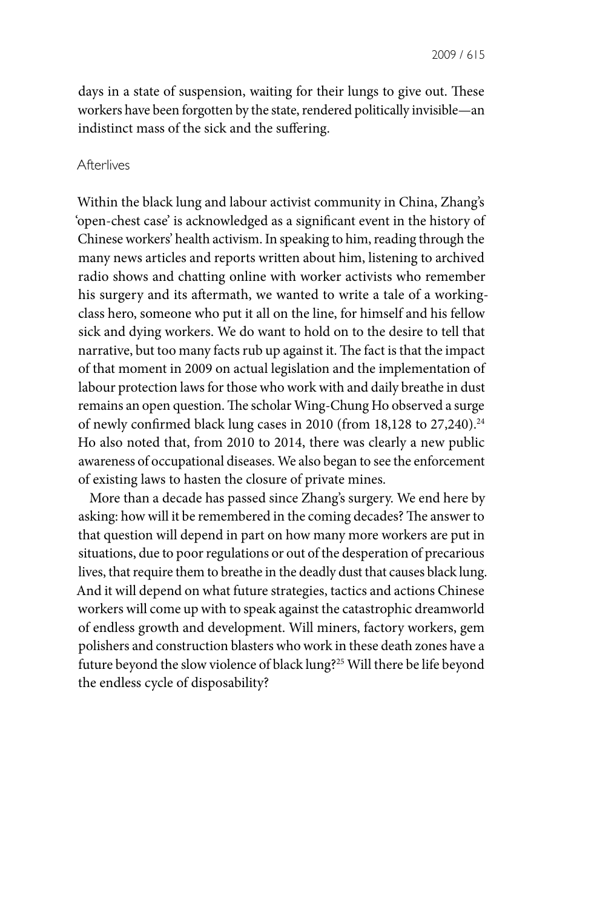days in a state of suspension, waiting for their lungs to give out. These workers have been forgotten by the state, rendered politically invisible—an indistinct mass of the sick and the suffering.

## Afterlives

Within the black lung and labour activist community in China, Zhang's 'open-chest case' is acknowledged as a significant event in the history of Chinese workers' health activism. In speaking to him, reading through the many news articles and reports written about him, listening to archived radio shows and chatting online with worker activists who remember his surgery and its aftermath, we wanted to write a tale of a working-class hero, someone who put it all on the line, for himself and his fellow sick and dying workers. We do want to hold on to the desire to tell that narrative, but too many facts rub up against it. The fact is that the impact of that moment in 2009 on actual legislation and the implementation of labour protection laws for those who work with and daily breathe in dust remains an open question. The scholar Wing-Chung Ho observed a surge of newly confirmed black lung cases in 2010 (from 18,128 to 27,240).[24] Ho also noted that, from 2010 to 2014, there was clearly a new public awareness of occupational diseases. We also began to see the enforcement of existing laws to hasten the closure of private mines.

More than a decade has passed since Zhang's surgery. We end here by asking: how will it be remembered in the coming decades? The answer to that question will depend in part on how many more workers are put in situations, due to poor regulations or out of the desperation of precarious lives, that require them to breathe in the deadly dust that causes black lung. And it will depend on what future strategies, tactics and actions Chinese workers will come up with to speak against the catastrophic dreamworld of endless growth and development. Will miners, factory workers, gem polishers and construction blasters who work in these death zones have a future beyond the slow violence of black lung?[25] Will there be life beyond the endless cycle of disposability?